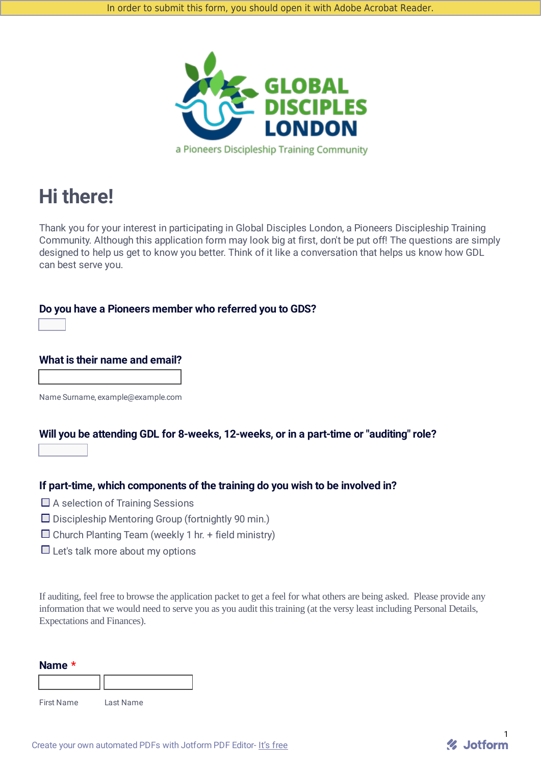In order to submit this form, you should open it with Adobe Acrobat Reader.

GLOBAL DISCIPLES LONDON

a Pioneers Discipleship Training Community

# Hi there!

Thank you for your interest in participating in Global Disciples London, a Pioneers Discipleship Training Community. Although this application form may look big at first, don't be put off! The questions are simply designed to help us get to know you better. Think of it like a conversation that helps us know how GDL can best serve you.

### Do you have a Pioneers member who referred you to GDS?

### What is their name and email?

Name Surname, example@example.com

### Will you be attending GDL for 8-weeks, 12-weeks, or in a part-time or "auditing" role?

### If part-time, which components of the training do you wish to be involved in?

- ☐ A selection of Training Sessions
- ☐ Discipleship Mentoring Group (fortnightly 90 min.)
- ☐ Church Planting Team (weekly 1 hr. + field ministry)
- ☐ Let's talk more about my options

If auditing, feel free to browse the application packet to get a feel for what others are being asked. Please provide any information that we would need to serve you as you audit this training (at the very least including Personal Details, Expectations and Finances).

### Name *

First Name | Last Name

Create your own automated PDFs with Jotform PDF Editor- It's free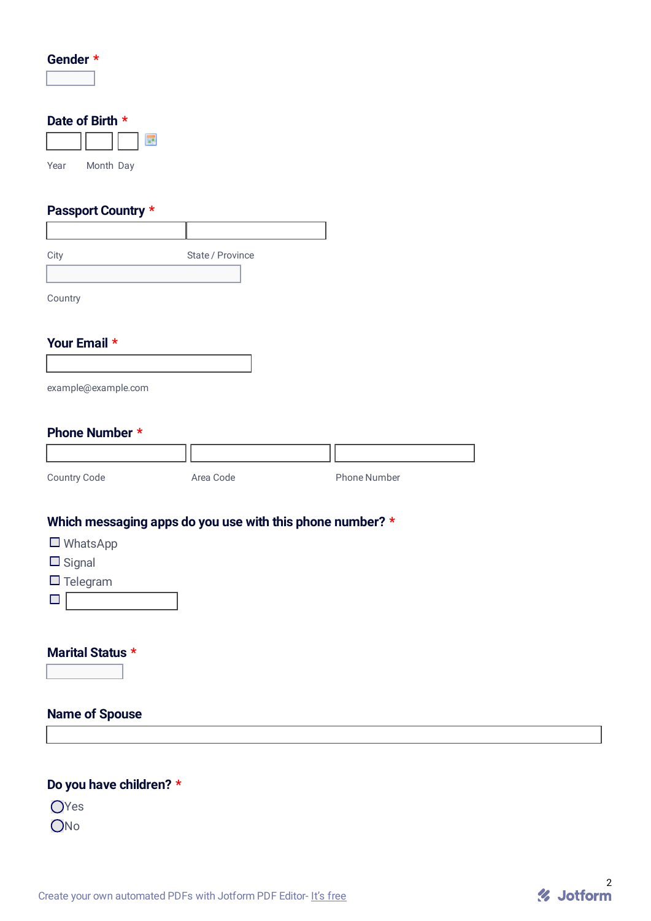**Gender** *

**Date of Birth** *

Year Month Day

**Passport Country** *

City

State / Province

Country

**Your Email** *

example@example.com

**Phone Number** *

Country Code

Area Code

Phone Number

**Which messaging apps do you use with this phone number?** *

- ☐ WhatsApp
- ☐ Signal
- ☐ Telegram
- ☐

**Marital Status** *

**Name of Spouse**

**Do you have children?** *

- ◯ Yes
- ◯ No

Create your own automated PDFs with Jotform PDF Editor- It's free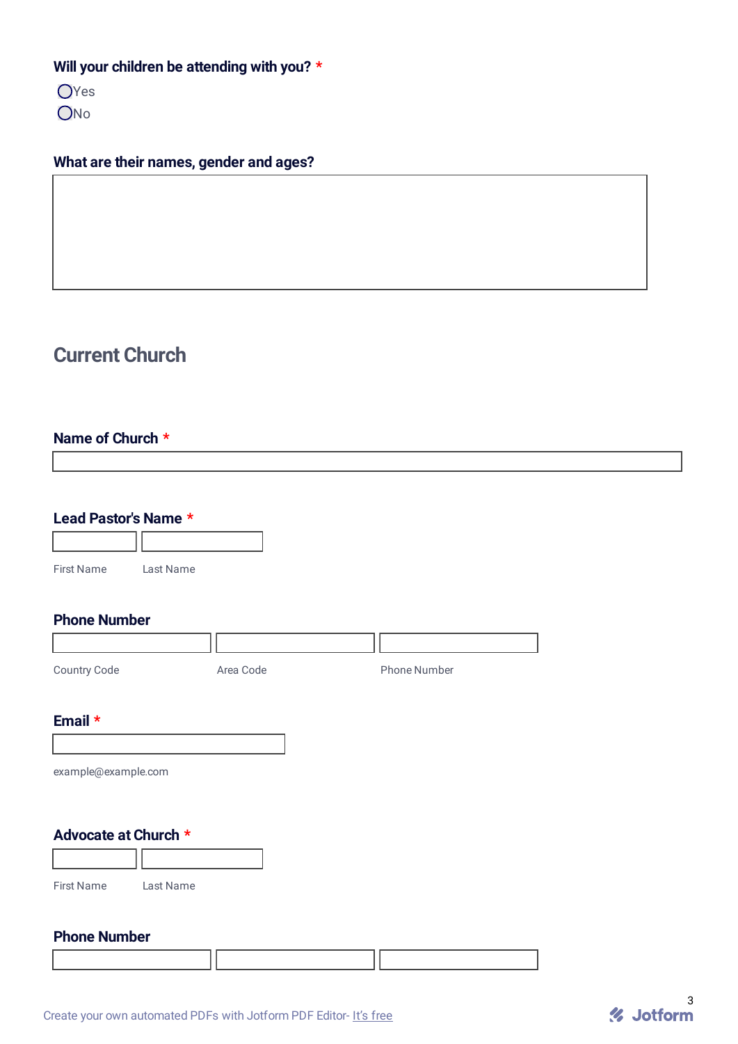**Will your children be attending with you?** *

- ◯ Yes
- ◯ No

**What are their names, gender and ages?**

## Current Church

**Name of Church** *

**Lead Pastor's Name** *

First Name Last Name

**Phone Number**

Country Code Area Code Phone Number

**Email** *

example@example.com

**Advocate at Church** *

First Name Last Name

**Phone Number**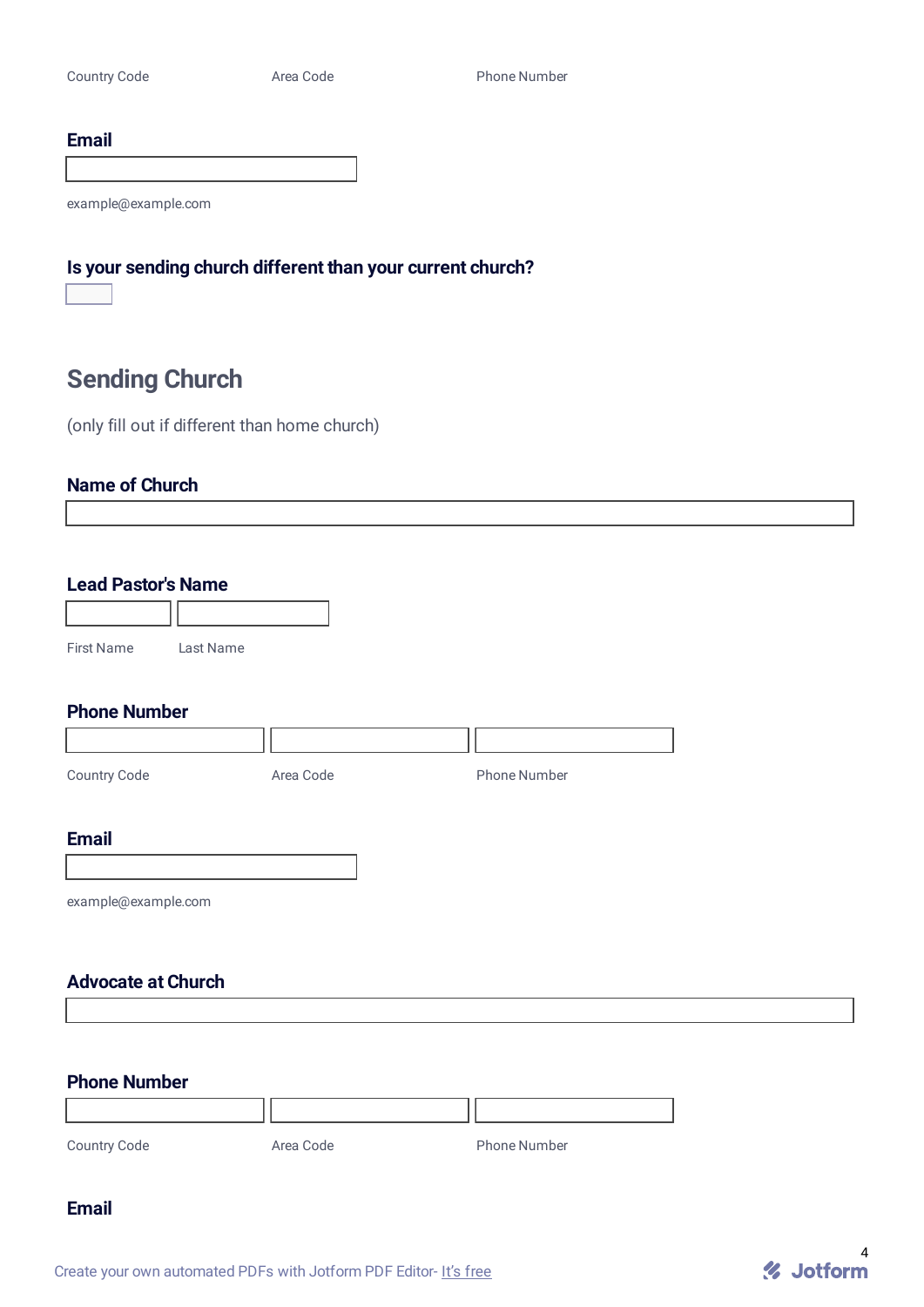Country Code | Area Code | Phone Number

**Email**

example@example.com

**Is your sending church different than your current church?**

## Sending Church

(only fill out if different than home church)

**Name of Church**

**Lead Pastor's Name**

First Name | Last Name

**Phone Number**

Country Code | Area Code | Phone Number

**Email**

example@example.com

**Advocate at Church**

**Phone Number**

Country Code | Area Code | Phone Number

**Email**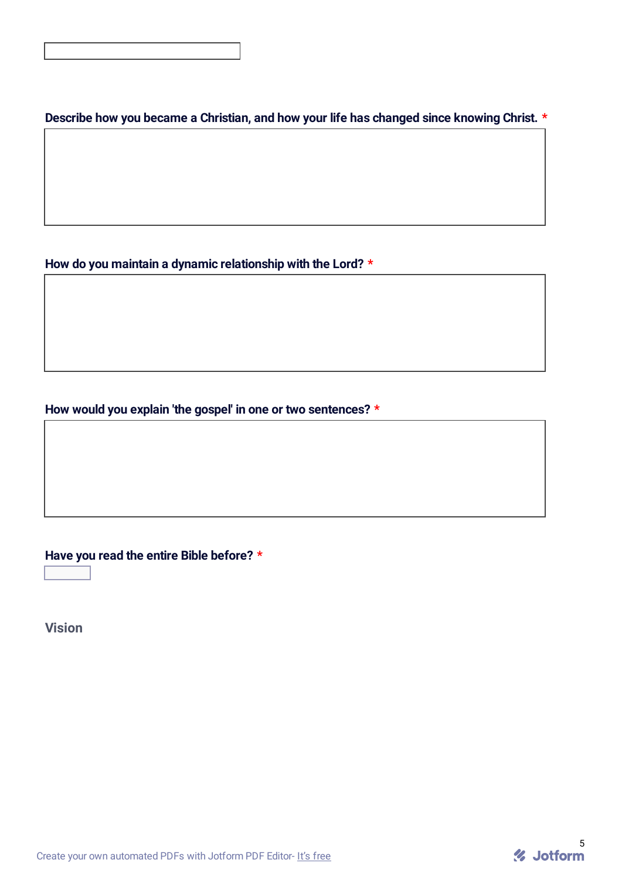Describe how you became a Christian, and how your life has changed since knowing Christ. *

How do you maintain a dynamic relationship with the Lord? *

How would you explain 'the gospel' in one or two sentences? *

Have you read the entire Bible before? *

## Vision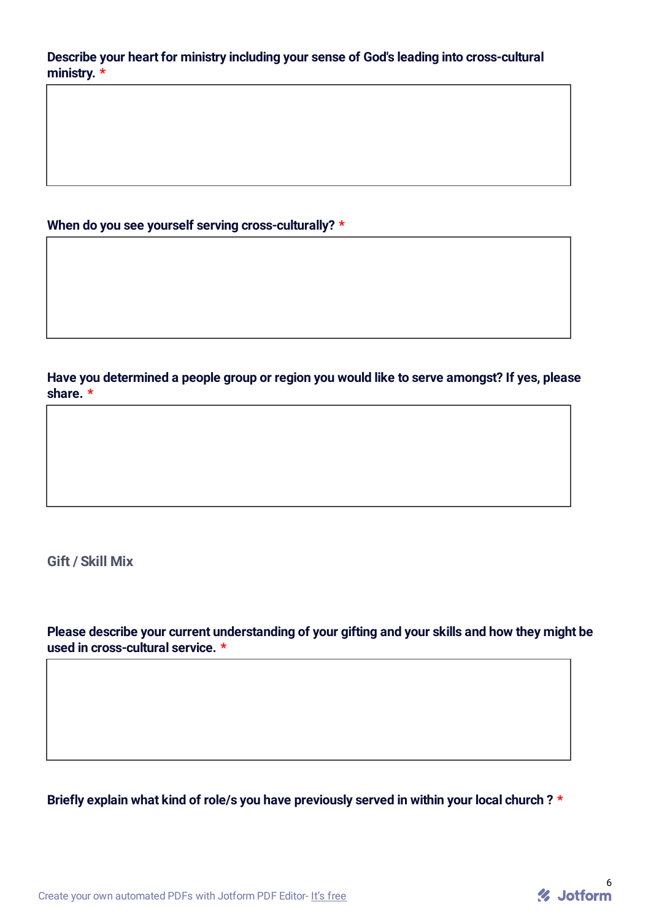**Describe your heart for ministry including your sense of God's leading into cross-cultural ministry.** *

**When do you see yourself serving cross-culturally?** *

**Have you determined a people group or region you would like to serve amongst? If yes, please share.** *

## Gift / Skill Mix

**Please describe your current understanding of your gifting and your skills and how they might be used in cross-cultural service.** *

**Briefly explain what kind of role/s you have previously served in within your local church ?** *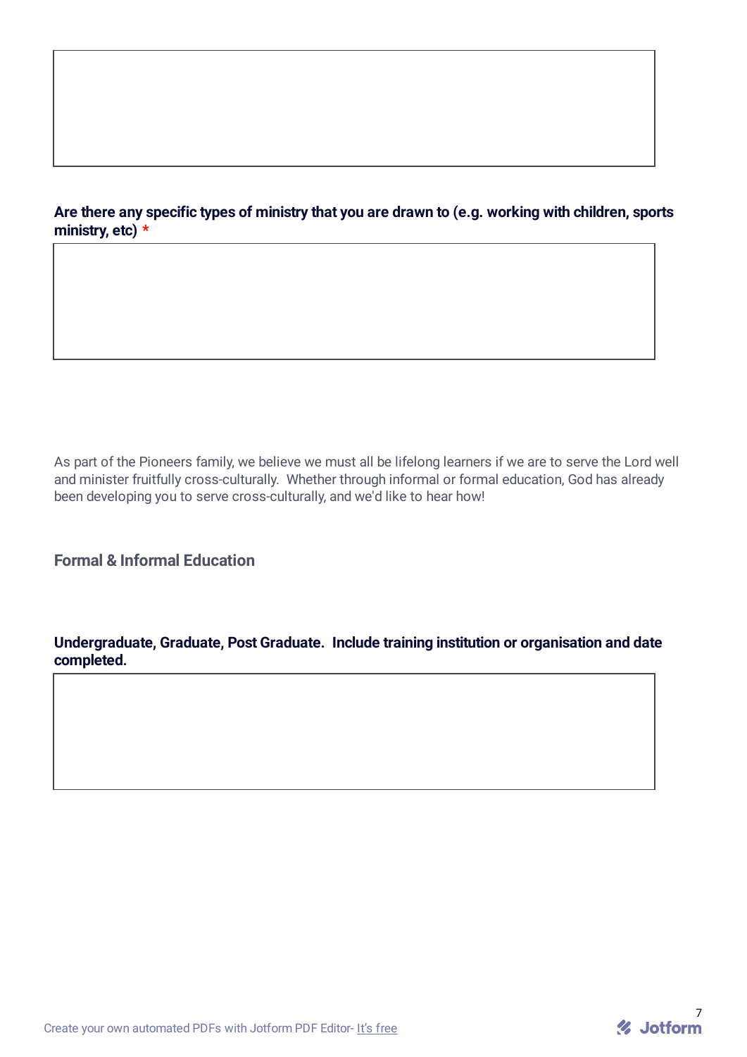**Are there any specific types of ministry that you are drawn to (e.g. working with children, sports ministry, etc)** *

As part of the Pioneers family, we believe we must all be lifelong learners if we are to serve the Lord well and minister fruitfully cross-culturally. Whether through informal or formal education, God has already been developing you to serve cross-culturally, and we'd like to hear how!

## Formal & Informal Education

**Undergraduate, Graduate, Post Graduate. Include training institution or organisation and date completed.**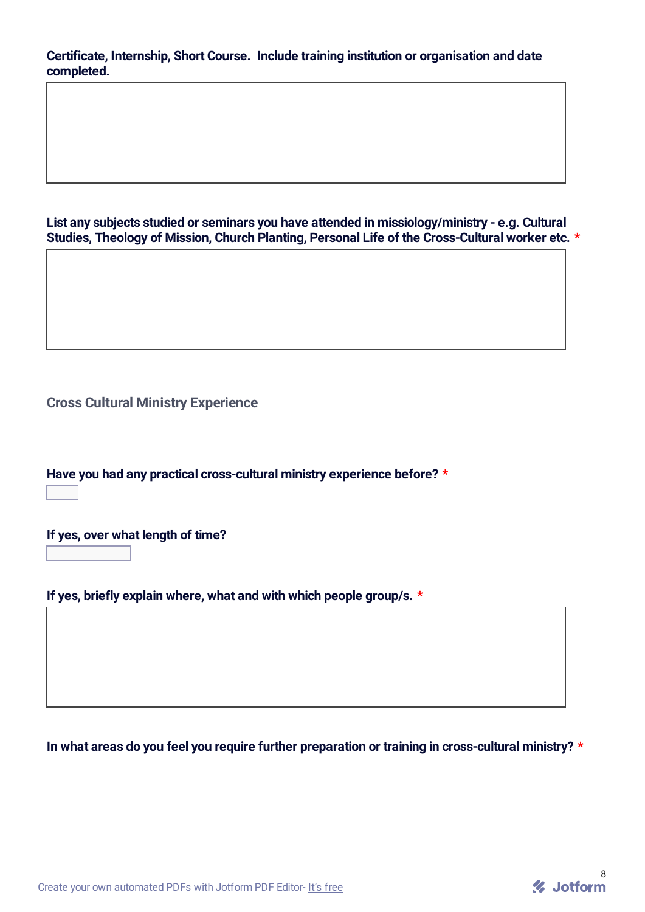**Certificate, Internship, Short Course. Include training institution or organisation and date completed.**

**List any subjects studied or seminars you have attended in missiology/ministry - e.g. Cultural Studies, Theology of Mission, Church Planting, Personal Life of the Cross-Cultural worker etc.** *

## Cross Cultural Ministry Experience

**Have you had any practical cross-cultural ministry experience before?** *

**If yes, over what length of time?**

**If yes, briefly explain where, what and with which people group/s.** *

**In what areas do you feel you require further preparation or training in cross-cultural ministry?** *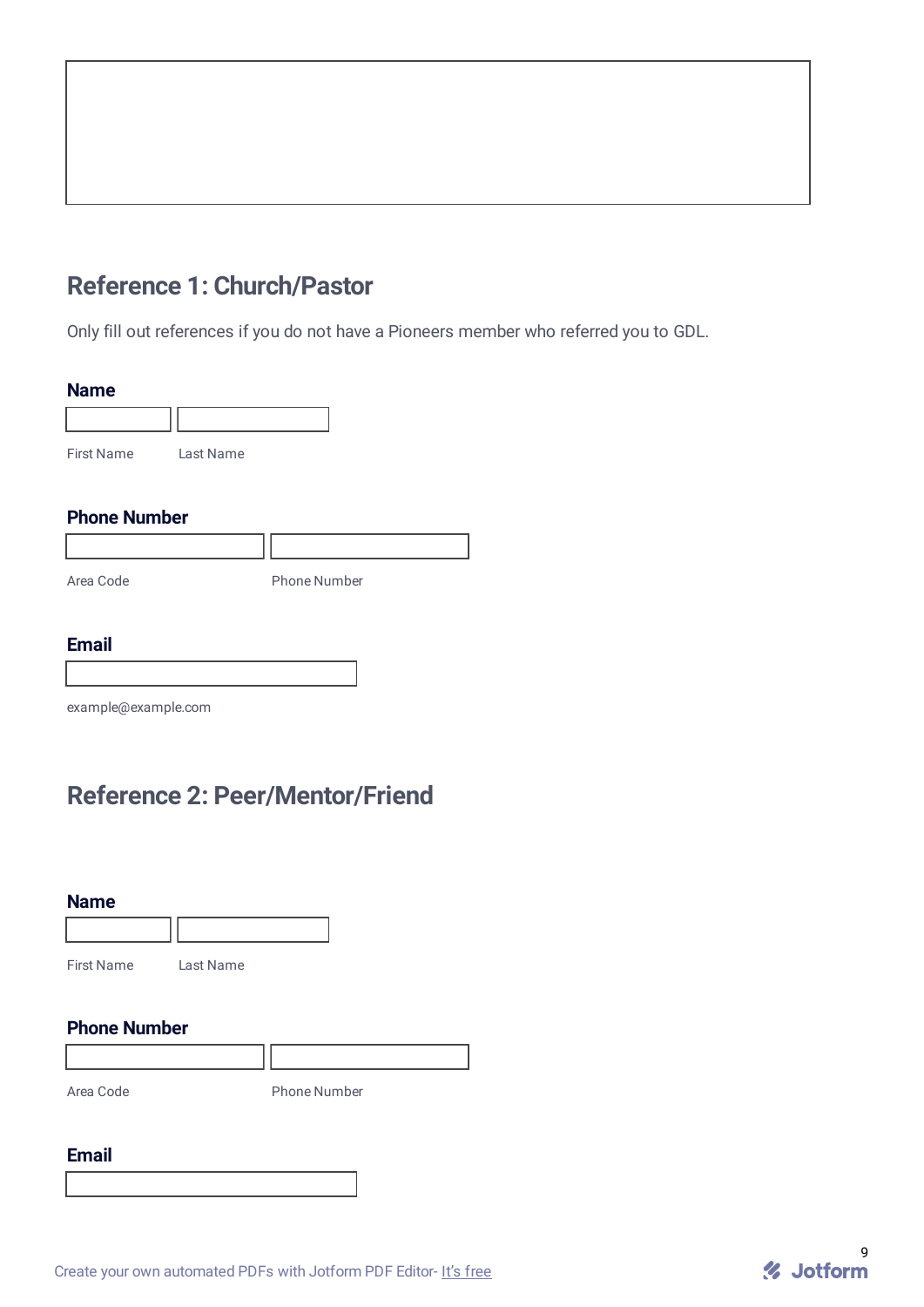## Reference 1: Church/Pastor

Only fill out references if you do not have a Pioneers member who referred you to GDL.

**Name**

First Name

Last Name

**Phone Number**

Area Code

Phone Number

**Email**

example@example.com

## Reference 2: Peer/Mentor/Friend

**Name**

First Name

Last Name

**Phone Number**

Area Code

Phone Number

**Email**

Create your own automated PDFs with Jotform PDF Editor- It's free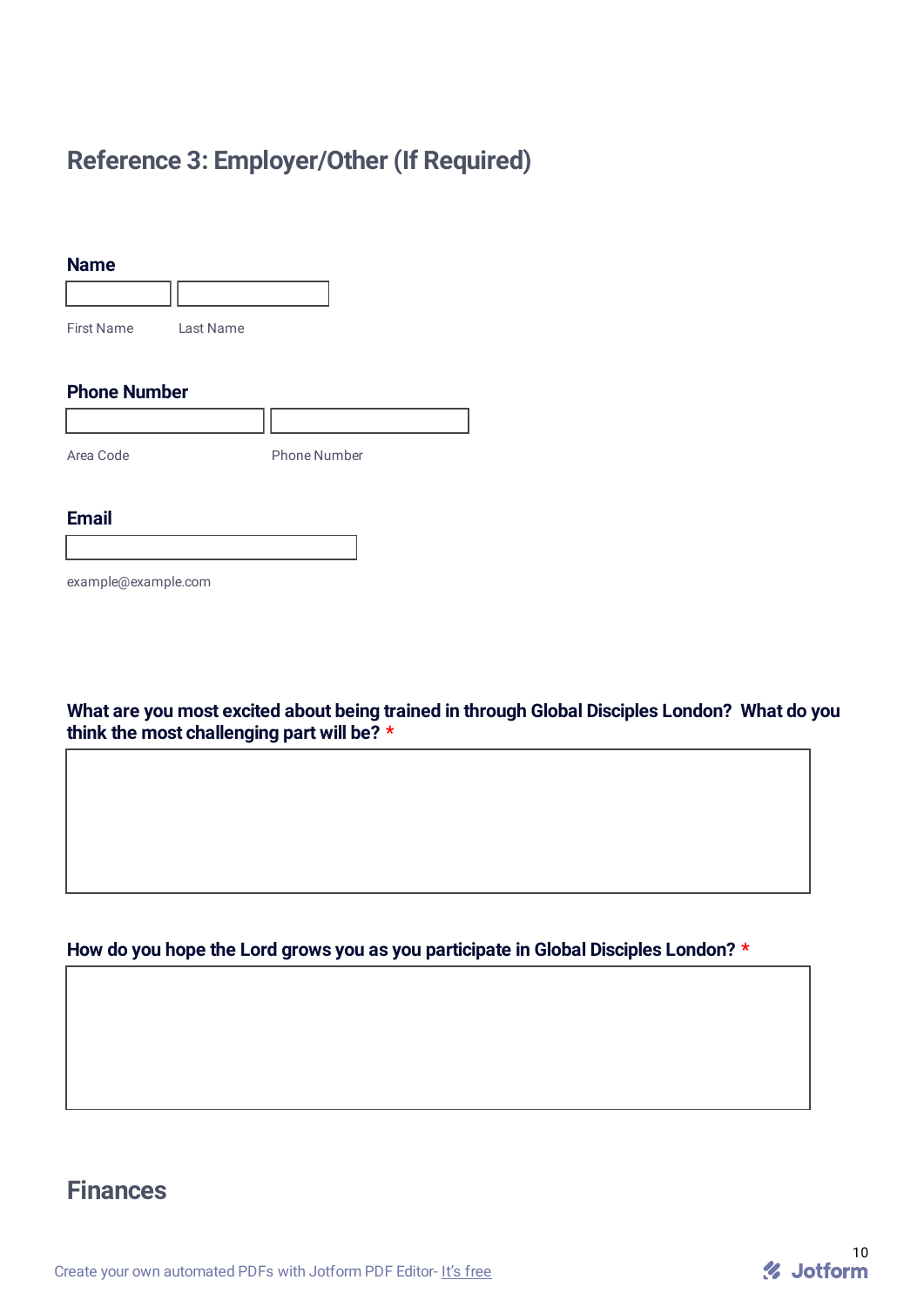## Reference 3: Employer/Other (If Required)

**Name**

First Name | Last Name

**Phone Number**

Area Code | Phone Number

**Email**

example@example.com

**What are you most excited about being trained in through Global Disciples London? What do you think the most challenging part will be? ***

**How do you hope the Lord grows you as you participate in Global Disciples London? ***

## Finances

Create your own automated PDFs with Jotform PDF Editor- It's free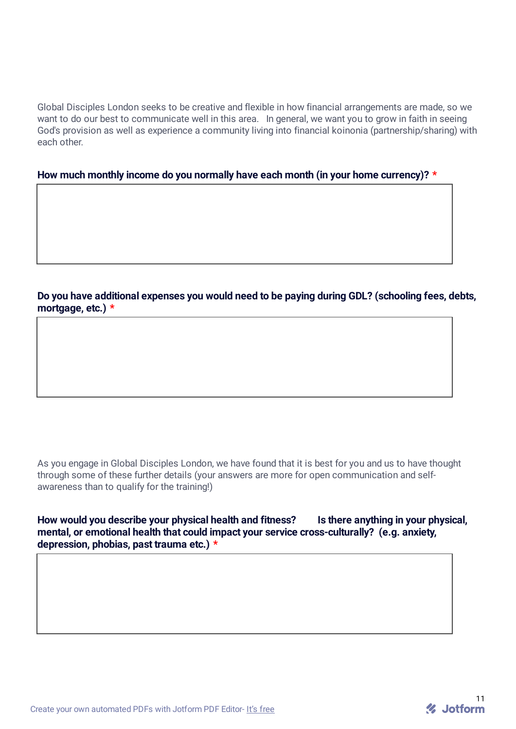Global Disciples London seeks to be creative and flexible in how financial arrangements are made, so we want to do our best to communicate well in this area.   In general, we want you to grow in faith in seeing God's provision as well as experience a community living into financial koinonia (partnership/sharing) with each other.

**How much monthly income do you normally have each month (in your home currency)?** *

**Do you have additional expenses you would need to be paying during GDL? (schooling fees, debts, mortgage, etc.)** *

As you engage in Global Disciples London, we have found that it is best for you and us to have thought through some of these further details (your answers are more for open communication and self-awareness than to qualify for the training!)

**How would you describe your physical health and fitness?     Is there anything in your physical, mental, or emotional health that could impact your service cross-culturally?  (e.g. anxiety, depression, phobias, past trauma etc.)** *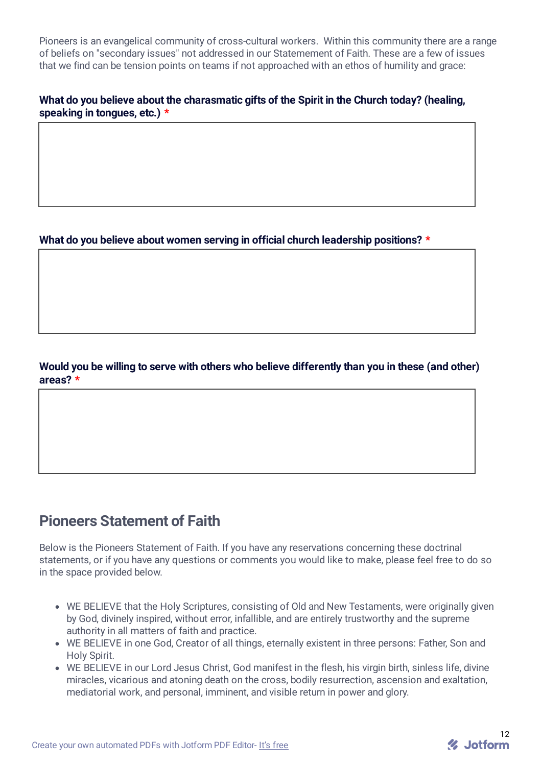Pioneers is an evangelical community of cross-cultural workers. Within this community there are a range of beliefs on "secondary issues" not addressed in our Statemement of Faith. These are a few of issues that we find can be tension points on teams if not approached with an ethos of humility and grace:

**What do you believe about the charasmatic gifts of the Spirit in the Church today? (healing, speaking in tongues, etc.) ***

**What do you believe about women serving in official church leadership positions? ***

**Would you be willing to serve with others who believe differently than you in these (and other) areas? ***

## Pioneers Statement of Faith

Below is the Pioneers Statement of Faith. If you have any reservations concerning these doctrinal statements, or if you have any questions or comments you would like to make, please feel free to do so in the space provided below.

- WE BELIEVE that the Holy Scriptures, consisting of Old and New Testaments, were originally given by God, divinely inspired, without error, infallible, and are entirely trustworthy and the supreme authority in all matters of faith and practice.
- WE BELIEVE in one God, Creator of all things, eternally existent in three persons: Father, Son and Holy Spirit.
- WE BELIEVE in our Lord Jesus Christ, God manifest in the flesh, his virgin birth, sinless life, divine miracles, vicarious and atoning death on the cross, bodily resurrection, ascension and exaltation, mediatorial work, and personal, imminent, and visible return in power and glory.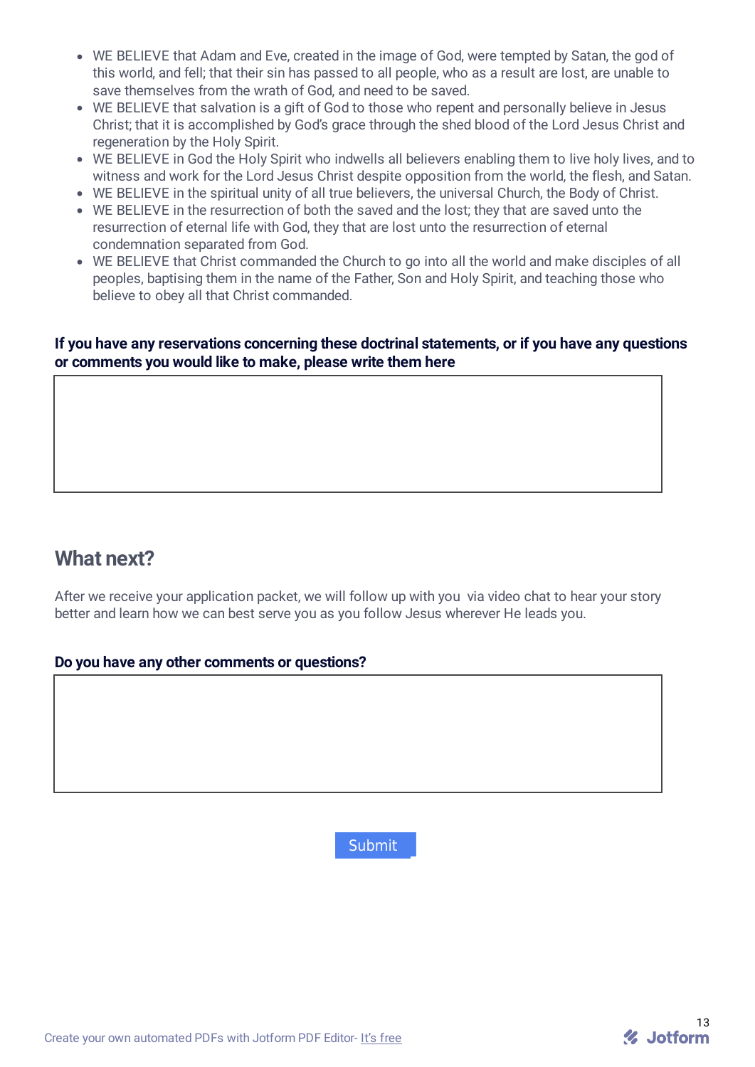- WE BELIEVE that Adam and Eve, created in the image of God, were tempted by Satan, the god of this world, and fell; that their sin has passed to all people, who as a result are lost, are unable to save themselves from the wrath of God, and need to be saved.
- WE BELIEVE that salvation is a gift of God to those who repent and personally believe in Jesus Christ; that it is accomplished by God's grace through the shed blood of the Lord Jesus Christ and regeneration by the Holy Spirit.
- WE BELIEVE in God the Holy Spirit who indwells all believers enabling them to live holy lives, and to witness and work for the Lord Jesus Christ despite opposition from the world, the flesh, and Satan.
- WE BELIEVE in the spiritual unity of all true believers, the universal Church, the Body of Christ.
- WE BELIEVE in the resurrection of both the saved and the lost; they that are saved unto the resurrection of eternal life with God, they that are lost unto the resurrection of eternal condemnation separated from God.
- WE BELIEVE that Christ commanded the Church to go into all the world and make disciples of all peoples, baptising them in the name of the Father, Son and Holy Spirit, and teaching those who believe to obey all that Christ commanded.

**If you have any reservations concerning these doctrinal statements, or if you have any questions or comments you would like to make, please write them here**

## What next?

After we receive your application packet, we will follow up with you via video chat to hear your story better and learn how we can best serve you as you follow Jesus wherever He leads you.

**Do you have any other comments or questions?**

Submit

Create your own automated PDFs with Jotform PDF Editor- It's free